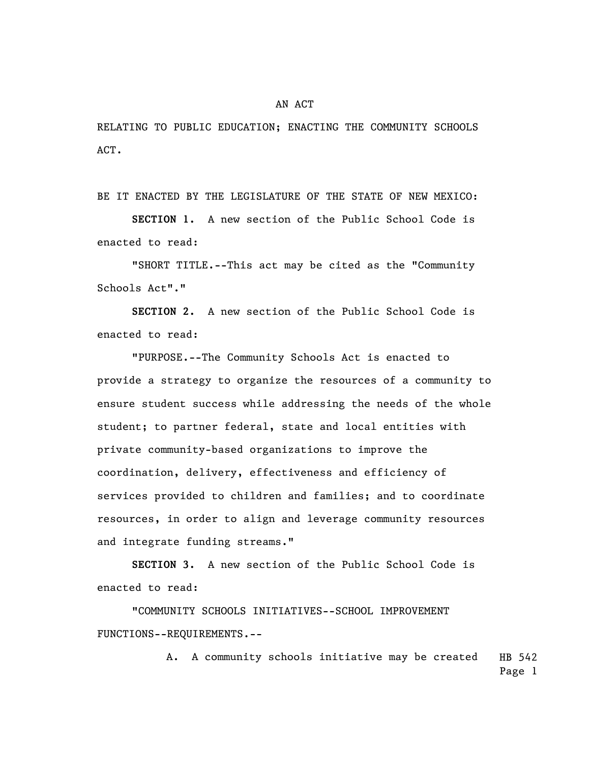# AN ACT

RELATING TO PUBLIC EDUCATION; ENACTING THE COMMUNITY SCHOOLS ACT.

BE IT ENACTED BY THE LEGISLATURE OF THE STATE OF NEW MEXICO:

**SECTION 1.** A new section of the Public School Code is enacted to read:

"SHORT TITLE.--This act may be cited as the "Community Schools Act"."

**SECTION 2.** A new section of the Public School Code is enacted to read:

"PURPOSE.--The Community Schools Act is enacted to provide a strategy to organize the resources of a community to ensure student success while addressing the needs of the whole student; to partner federal, state and local entities with private community-based organizations to improve the coordination, delivery, effectiveness and efficiency of services provided to children and families; and to coordinate resources, in order to align and leverage community resources and integrate funding streams."

**SECTION 3.** A new section of the Public School Code is enacted to read:

"COMMUNITY SCHOOLS INITIATIVES--SCHOOL IMPROVEMENT FUNCTIONS--REQUIREMENTS.--

A. A community schools initiative may be created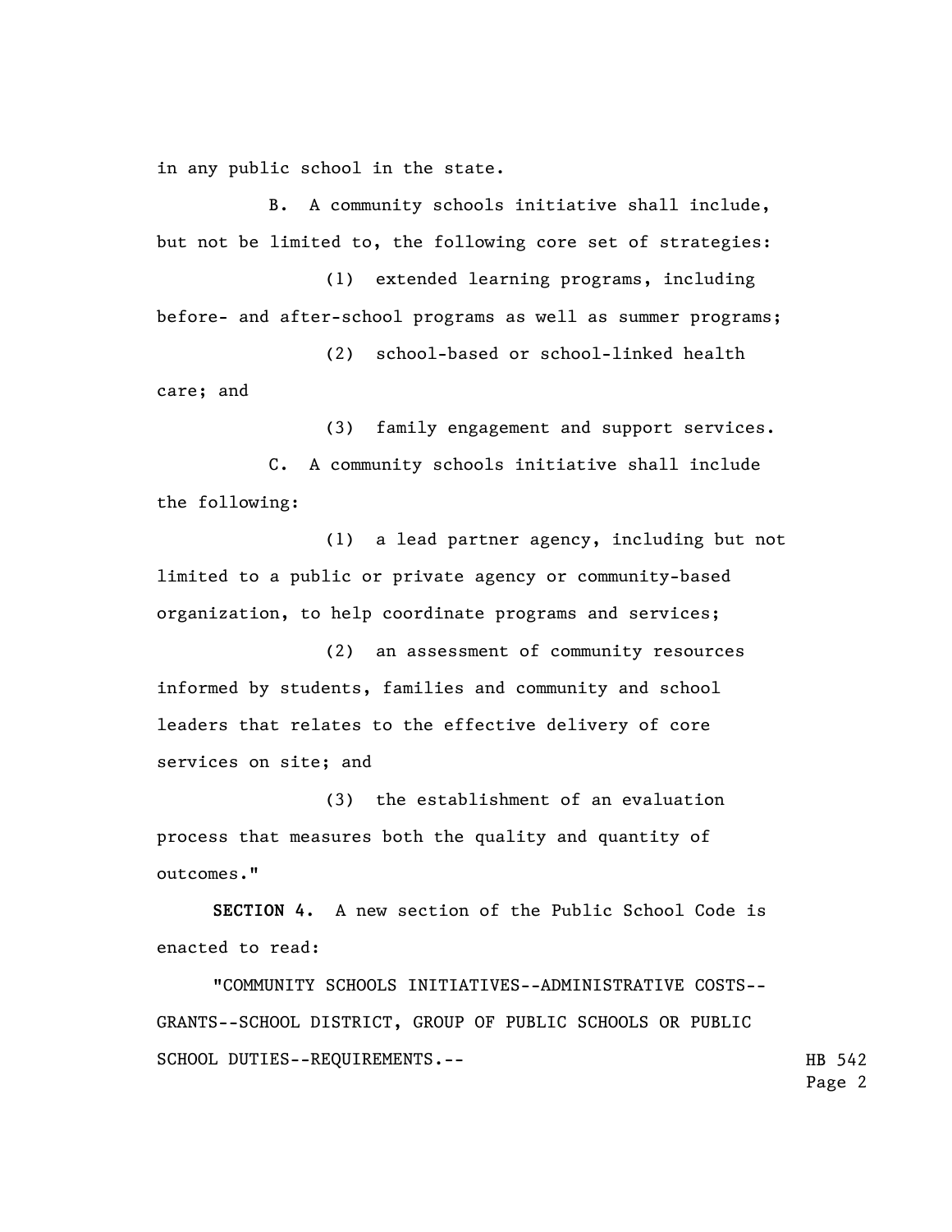in any public school in the state.

B. A community schools initiative shall include, but not be limited to, the following core set of strategies:

(1) extended learning programs, including before- and after-school programs as well as summer programs;

(2) school-based or school-linked health care; and

(3) family engagement and support services.

C. A community schools initiative shall include the following:

(1) a lead partner agency, including but not limited to a public or private agency or community-based organization, to help coordinate programs and services;

(2) an assessment of community resources informed by students, families and community and school leaders that relates to the effective delivery of core services on site; and

(3) the establishment of an evaluation process that measures both the quality and quantity of outcomes."

**SECTION 4.** A new section of the Public School Code is enacted to read:

"COMMUNITY SCHOOLS INITIATIVES--ADMINISTRATIVE COSTS--GRANTS--SCHOOL DISTRICT, GROUP OF PUBLIC SCHOOLS OR PUBLIC SCHOOL DUTIES--REQUIREMENTS.--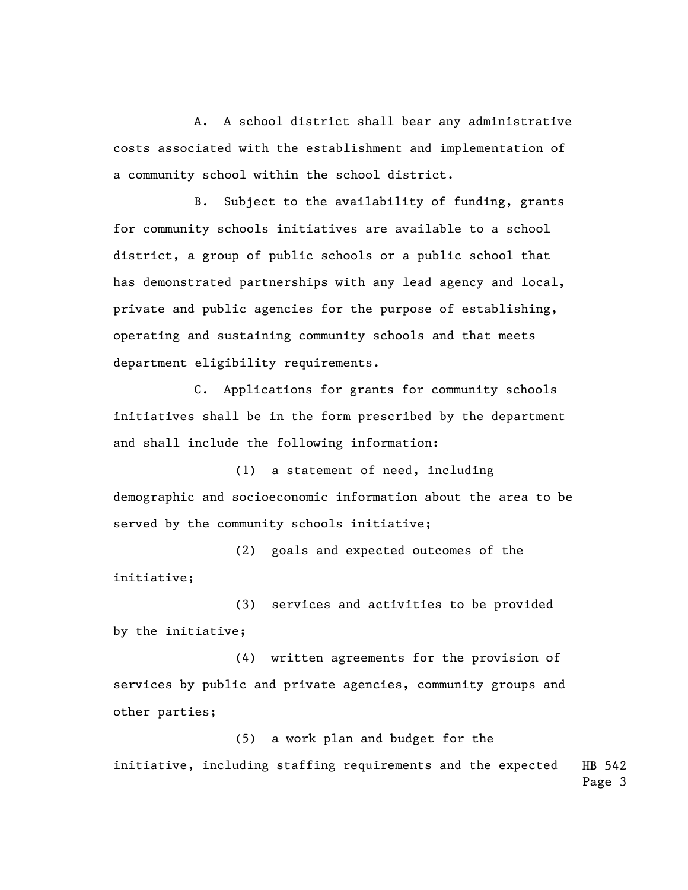A. A school district shall bear any administrative costs associated with the establishment and implementation of a community school within the school district.

B. Subject to the availability of funding, grants for community schools initiatives are available to a school district, a group of public schools or a public school that has demonstrated partnerships with any lead agency and local, private and public agencies for the purpose of establishing, operating and sustaining community schools and that meets department eligibility requirements.

C. Applications for grants for community schools initiatives shall be in the form prescribed by the department and shall include the following information:

(1) a statement of need, including demographic and socioeconomic information about the area to be served by the community schools initiative;

(2) goals and expected outcomes of the initiative;

(3) services and activities to be provided by the initiative;

(4) written agreements for the provision of services by public and private agencies, community groups and other parties;

(5) a work plan and budget for the initiative, including staffing requirements and the expected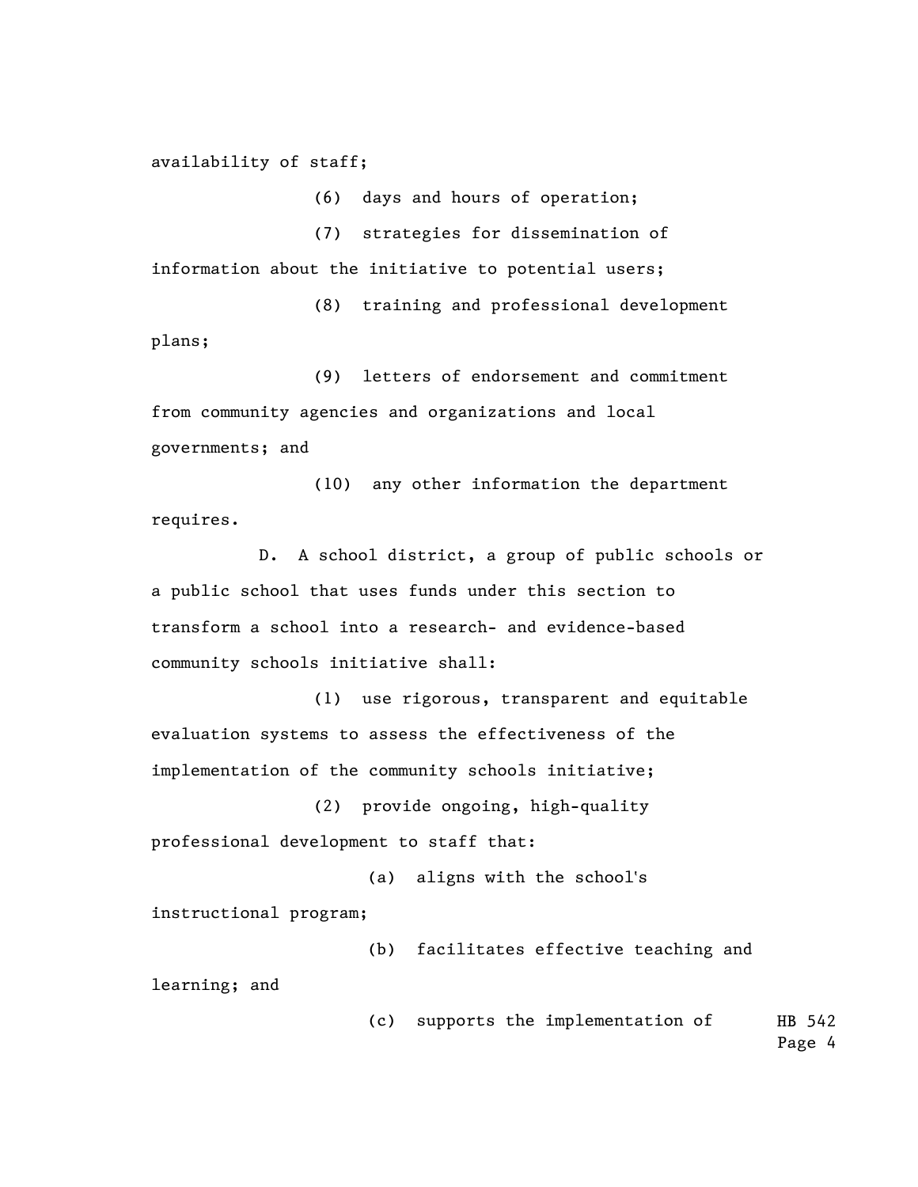availability of staff;

(6) days and hours of operation;

(7) strategies for dissemination of information about the initiative to potential users;

(8) training and professional development plans;

(9) letters of endorsement and commitment from community agencies and organizations and local governments; and

(10) any other information the department requires.

D. A school district, a group of public schools or a public school that uses funds under this section to transform a school into a research- and evidence-based community schools initiative shall:

(1) use rigorous, transparent and equitable evaluation systems to assess the effectiveness of the implementation of the community schools initiative;

(2) provide ongoing, high-quality professional development to staff that:

(a) aligns with the school's instructional program;

(b) facilitates effective teaching and learning; and

(c) supports the implementation of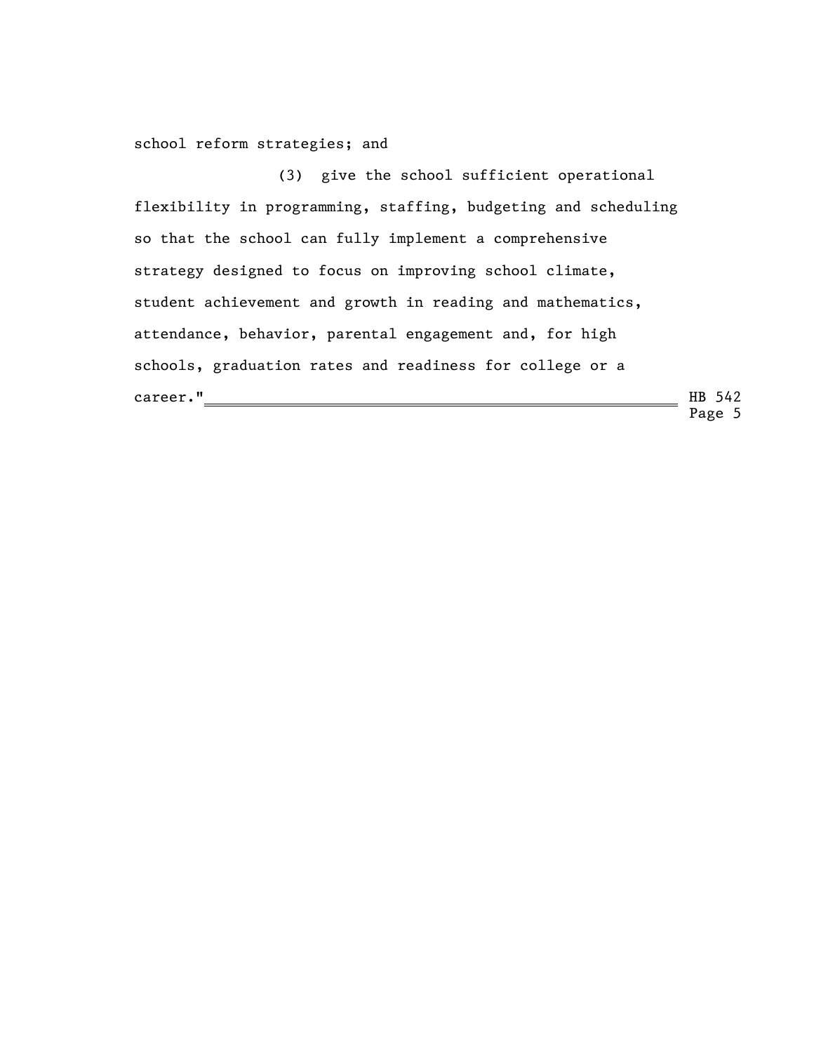school reform strategies; and

(3) give the school sufficient operational flexibility in programming, staffing, budgeting and scheduling so that the school can fully implement a comprehensive strategy designed to focus on improving school climate, student achievement and growth in reading and mathematics, attendance, behavior, parental engagement and, for high schools, graduation rates and readiness for college or a career."